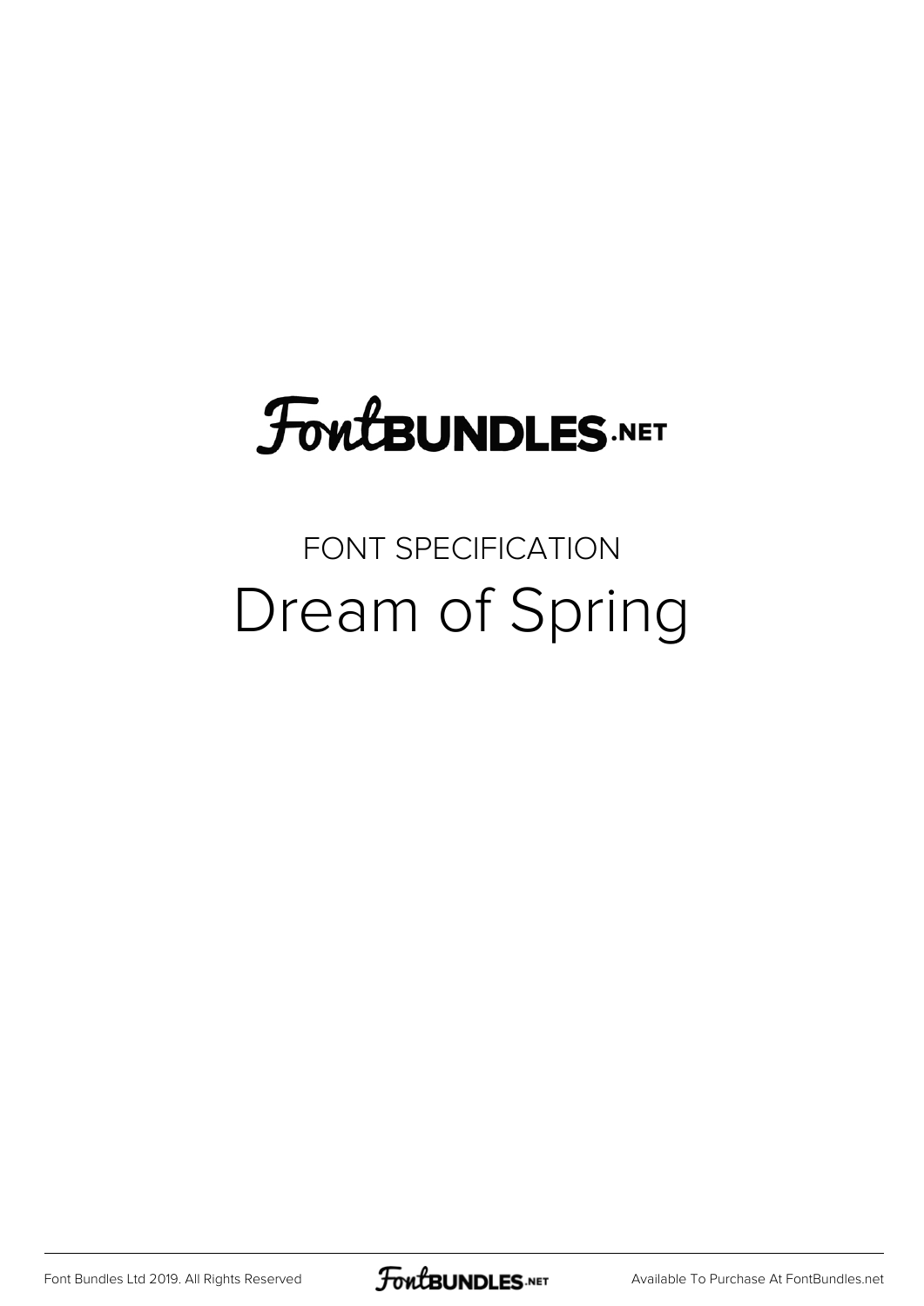FontBUNDLES.NET

FONT SPECIFICATION

# Dream of Spring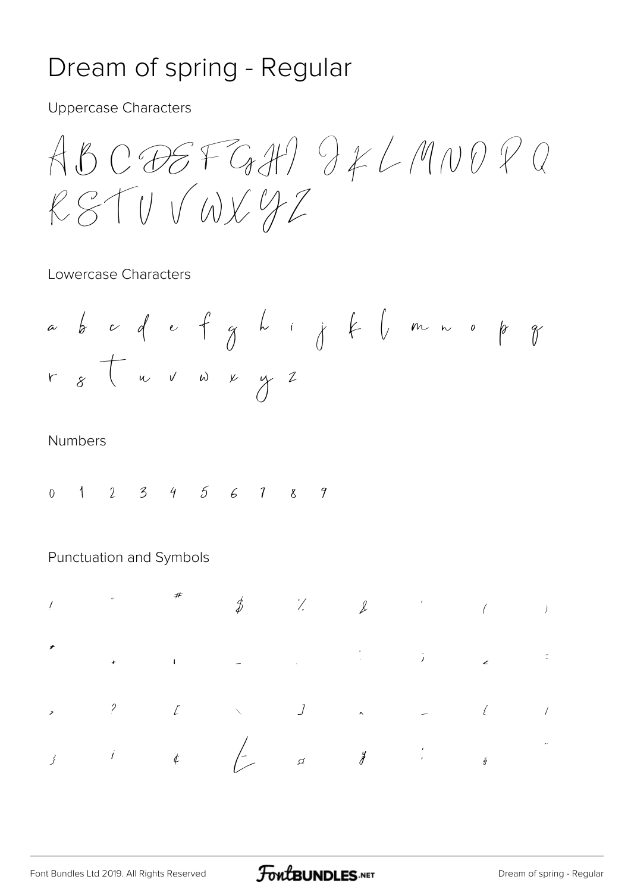# Dream of spring - Regular

Uppercase Characters

A B C D E F G H I J K L M N O P Q R S T U V W X Y Z

Lowercase Characters

a b c d e f g h i j k l m n o p q r s t u v w x y z

Numbers

0 1 2 3 4 5 6 7 8 9

Punctuation and Symbols

! " # $ % & ' ( ) * + , - . / : ; < = > ? [ \ ] ^ _ { | } ¡ ¢ £ ¤ ¥ ¦ § ¨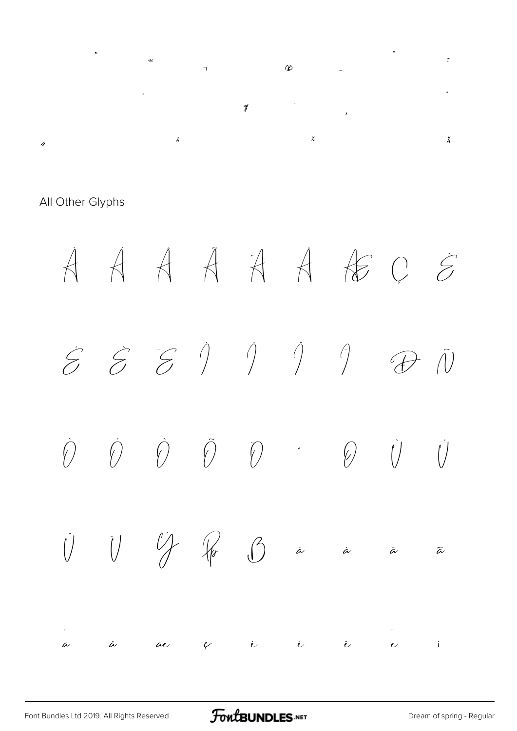ª « ¬ ® ¯ ° ±

´ ¶ · ¸ º

» ¼ ½ ¾

All Other Glyphs

À Á Â Ã Ä Å Æ Ç È

É Ê Ë Ì Í Î Ï Ð Ñ

Ò Ó Ô Õ Ö × Ø Ù Ú

Û Ü Ý Þ ß à á â ã

ä å æ ç è é ê ë ì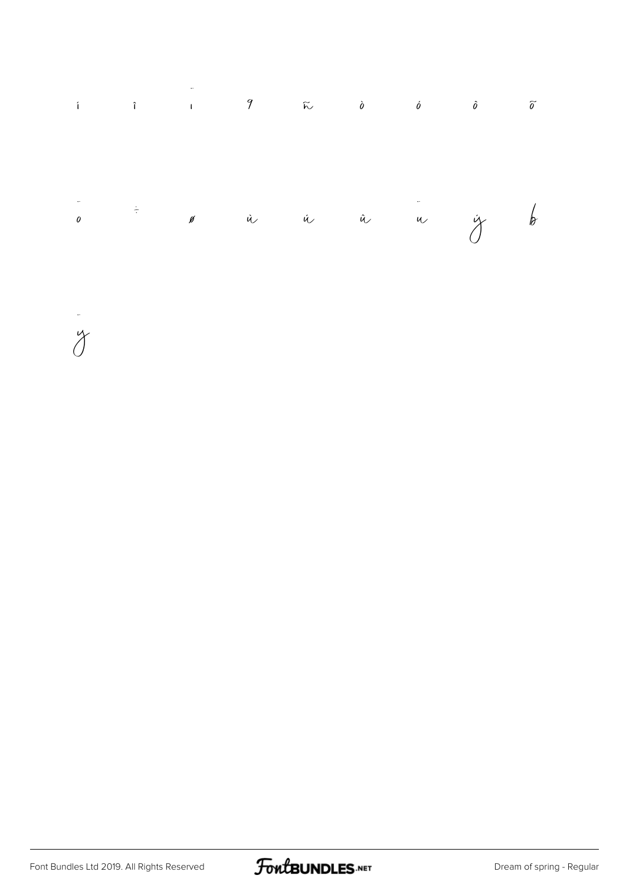í î ï ð ñ ò ó ô õ

ö ÷ ø ù ú û ü ý þ

ÿ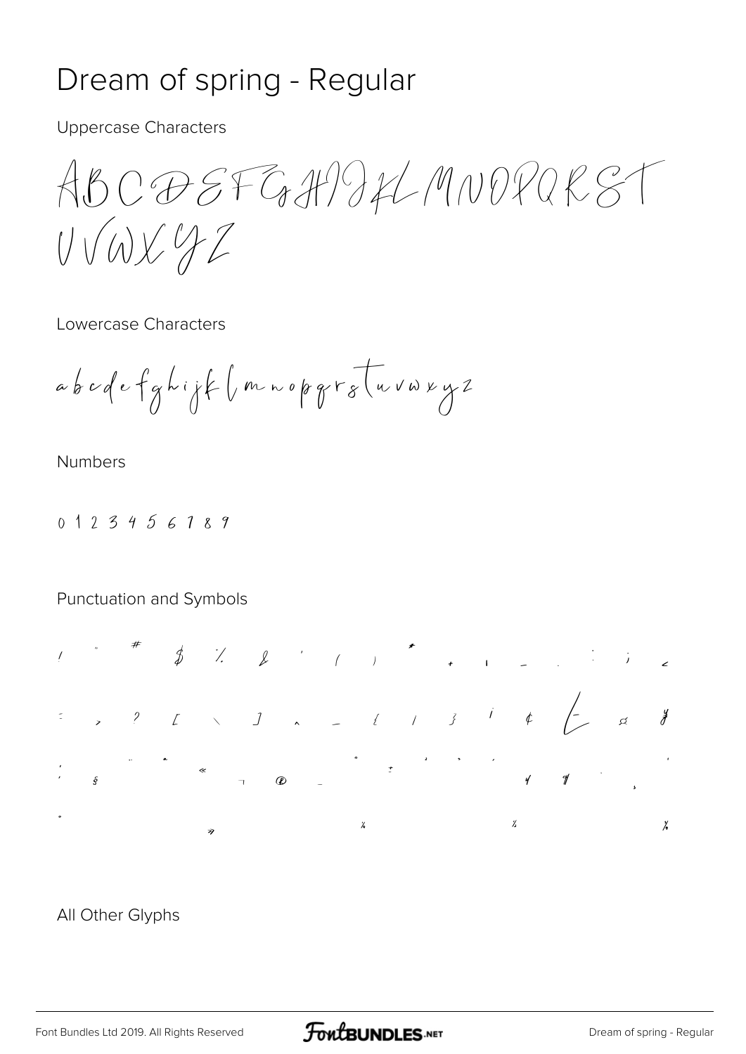# Dream of spring - Regular

Uppercase Characters

ABCDEFGHIJKLMNOPQRST UVWXYZ

Lowercase Characters

abcdefghijklmnopqrstuvwxyz

Numbers

0 1 2 3 4 5 6 7 8 9

Punctuation and Symbols

! " # $ % & ' ( ) * + , - . : ; <
= > ? [ \ ] ^ _ { | } ¡ ¢ £ ¤ ¥
¦ § ¨ © ª « ¬ ® ¯ ° ± ² ³ ´ µ ¶ · ¸
¹ º » ¼ ½ ¾

All Other Glyphs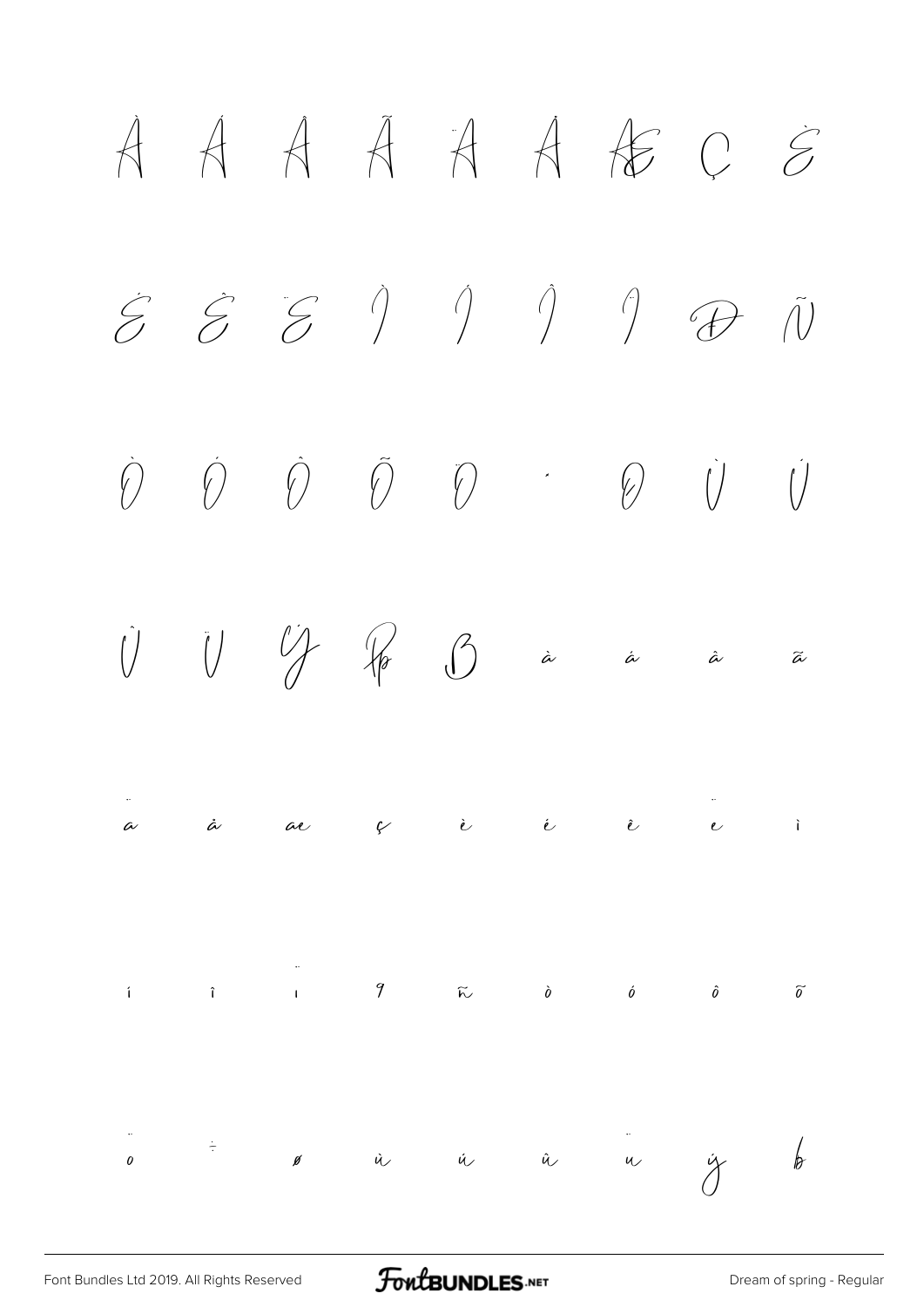À Á Â Ã Ä Å Æ Ç È

É Ê Ë Ì Í Î Ï Ð Ñ

Ò Ó Ô Õ Ö × Ø Ù Ú

Û Ü Ý Þ ß à á â ã

ä å æ ç è é ê ë ì

í î ï ð ñ ò ó ô õ

ö ÷ ø ù ú û ü ý þ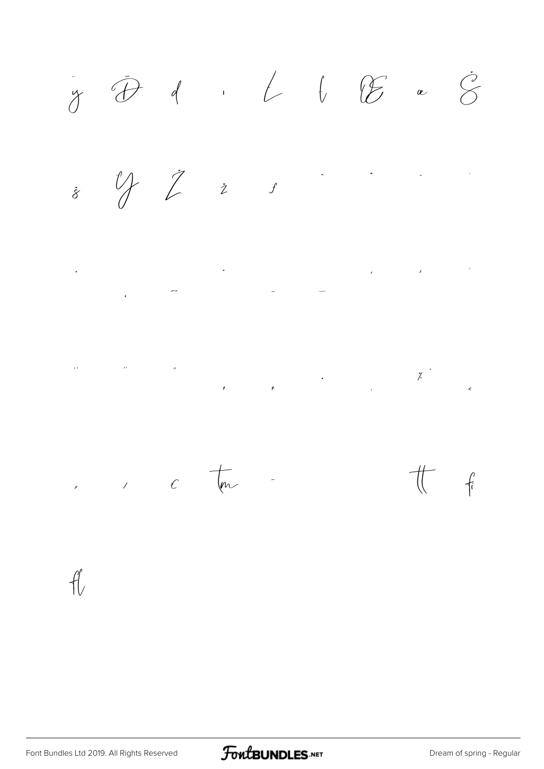ÿ Đ đ ı Ł ł Œ œ Š

š Ÿ Ž ž ƒ ˆ ˇ ˘ ˙

˚ ˛ ˜ – —

' ' ‚ " " „ † ‡ • … ‰ ‹

› ⁄ € ™ − ﬀ ﬁ

ﬂ